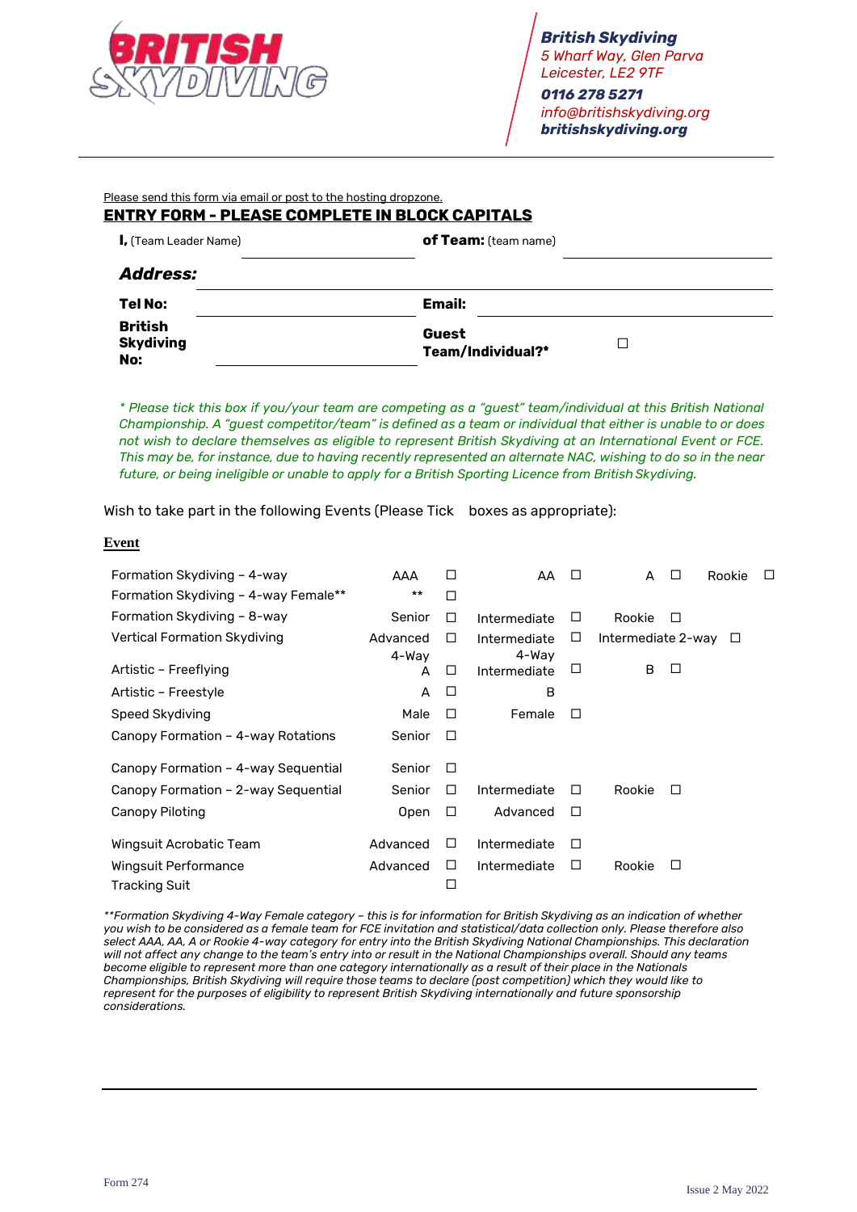**British Skydiving**
*5 Wharf Way, Glen Parva*
*Leicester, LE2 9TF*
**0116 278 5271**
*info@britishskydiving.org*
**britishskydiving.org**

Please send this form via email or post to the hosting dropzone.

## ENTRY FORM - PLEASE COMPLETE IN BLOCK CAPITALS

**I,** (Team Leader Name) \_\_\_\_\_\_\_\_\_\_\_\_\_\_\_\_ **of Team:** (team name) \_\_\_\_\_\_\_\_\_\_\_\_\_\_\_\_

***Address:*** \_\_\_\_\_\_\_\_\_\_\_\_\_\_\_\_\_\_\_\_\_\_\_\_\_\_\_\_\_\_\_\_

**Tel No:** \_\_\_\_\_\_\_\_\_\_\_\_\_\_\_\_ **Email:** \_\_\_\_\_\_\_\_\_\_\_\_\_\_\_\_

**British Skydiving No:** \_\_\_\_\_\_\_\_\_\_\_\_\_\_\_\_ **Guest Team/Individual?*** ☐

*\* Please tick this box if you/your team are competing as a "guest" team/individual at this British National Championship. A "guest competitor/team" is defined as a team or individual that either is unable to or does not wish to declare themselves as eligible to represent British Skydiving at an International Event or FCE. This may be, for instance, due to having recently represented an alternate NAC, wishing to do so in the near future, or being ineligible or unable to apply for a British Sporting Licence from British Skydiving.*

Wish to take part in the following Events (Please Tick boxes as appropriate):

**Event**

| | | | | | | | | |
|---|---|---|---|---|---|---|---|---|
| Formation Skydiving – 4-way | AAA | ☐ | AA | ☐ | A | ☐ | Rookie | ☐ |
| Formation Skydiving – 4-way Female** | ** | ☐ | | | | | | |
| Formation Skydiving – 8-way | Senior | ☐ | Intermediate | ☐ | Rookie | ☐ | | |
| Vertical Formation Skydiving | Advanced | ☐ | Intermediate | ☐ | Intermediate 2-way | ☐ | | |
| Artistic – Freeflying | 4-Way A | ☐ | 4-Way Intermediate | ☐ | B | ☐ | | |
| Artistic – Freestyle | A | ☐ | B | | | | | |
| Speed Skydiving | Male | ☐ | Female | ☐ | | | | |
| Canopy Formation – 4-way Rotations | Senior | ☐ | | | | | | |
| Canopy Formation – 4-way Sequential | Senior | ☐ | | | | | | |
| Canopy Formation – 2-way Sequential | Senior | ☐ | Intermediate | ☐ | Rookie | ☐ | | |
| Canopy Piloting | Open | ☐ | Advanced | ☐ | | | | |
| Wingsuit Acrobatic Team | Advanced | ☐ | Intermediate | ☐ | | | | |
| Wingsuit Performance | Advanced | ☐ | Intermediate | ☐ | Rookie | ☐ | | |
| Tracking Suit | | ☐ | | | | | | |

*\*\*Formation Skydiving 4-Way Female category – this is for information for British Skydiving as an indication of whether you wish to be considered as a female team for FCE invitation and statistical/data collection only. Please therefore also select AAA, AA, A or Rookie 4-way category for entry into the British Skydiving National Championships. This declaration will not affect any change to the team's entry into or result in the National Championships overall. Should any teams become eligible to represent more than one category internationally as a result of their place in the Nationals Championships, British Skydiving will require those teams to declare (post competition) which they would like to represent for the purposes of eligibility to represent British Skydiving internationally and future sponsorship considerations.*

Form 274

Issue 2 May 2022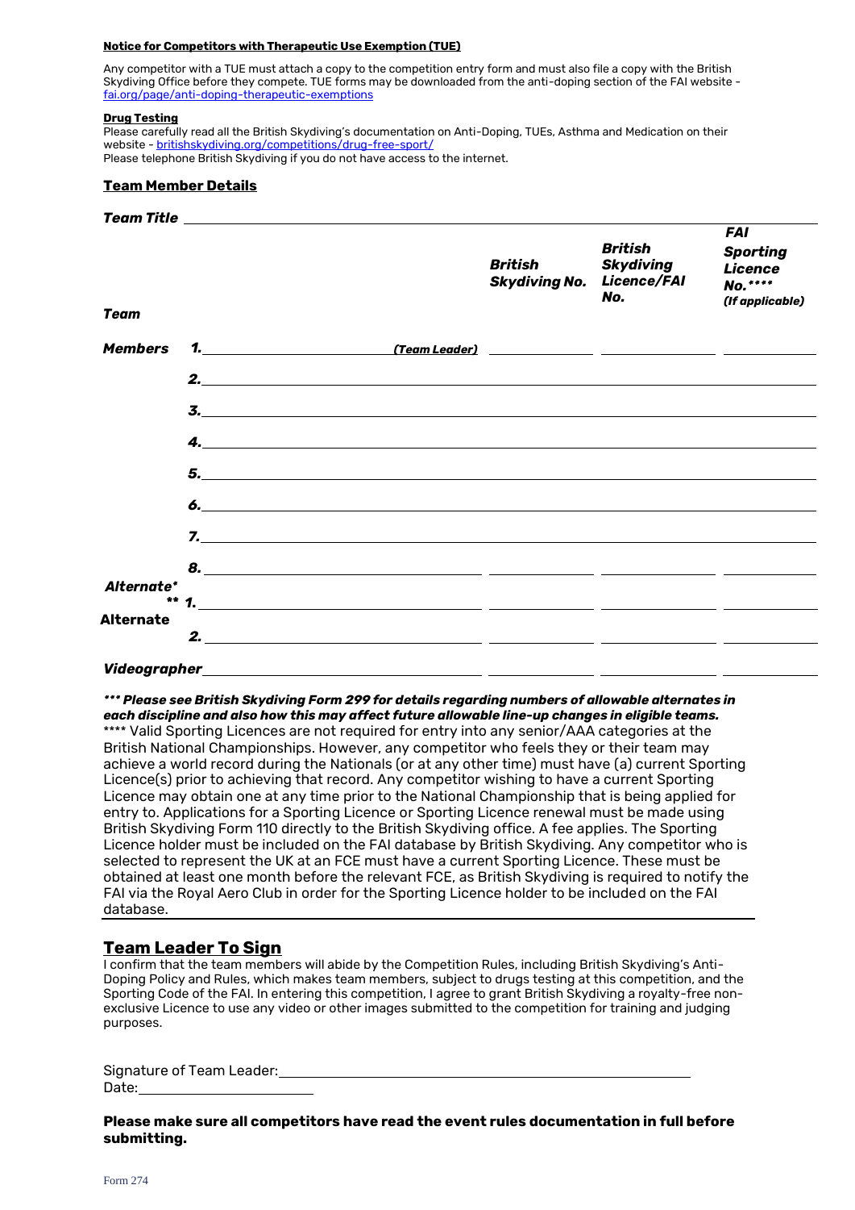**Notice for Competitors with Therapeutic Use Exemption (TUE)**

Any competitor with a TUE must attach a copy to the competition entry form and must also file a copy with the British Skydiving Office before they compete. TUE forms may be downloaded from the anti-doping section of the FAI website - fai.org/page/anti-doping-therapeutic-exemptions

**Drug Testing**

Please carefully read all the British Skydiving's documentation on Anti-Doping, TUEs, Asthma and Medication on their website - britishskydiving.org/competitions/drug-free-sport/
Please telephone British Skydiving if you do not have access to the internet.

## Team Member Details

***Team Title*** ____________________

| ***Team Members*** | | ***British Skydiving No.*** | ***British Skydiving Licence/FAI No.*** | ***FAI Sporting Licence No.***** ***(If applicable)*** |
|---|---|---|---|---|
| | ***1.*** ________ ***(Team Leader)*** | | | |
| | ***2.*** | | | |
| | ***3.*** | | | |
| | ***4.*** | | | |
| | ***5.*** | | | |
| | ***6.*** | | | |
| | ***7.*** | | | |
| | ***8.*** | | | |
| ***Alternate***** | ***1.*** | | | |
| **Alternate** | ***2.*** | | | |
| ***Videographer*** | | | | |

***\*\*\* Please see British Skydiving Form 299 for details regarding numbers of allowable alternates in each discipline and also how this may affect future allowable line-up changes in eligible teams.***

\*\*\*\* Valid Sporting Licences are not required for entry into any senior/AAA categories at the British National Championships. However, any competitor who feels they or their team may achieve a world record during the Nationals (or at any other time) must have (a) current Sporting Licence(s) prior to achieving that record. Any competitor wishing to have a current Sporting Licence may obtain one at any time prior to the National Championship that is being applied for entry to. Applications for a Sporting Licence or Sporting Licence renewal must be made using British Skydiving Form 110 directly to the British Skydiving office. A fee applies. The Sporting Licence holder must be included on the FAI database by British Skydiving. Any competitor who is selected to represent the UK at an FCE must have a current Sporting Licence. These must be obtained at least one month before the relevant FCE, as British Skydiving is required to notify the FAI via the Royal Aero Club in order for the Sporting Licence holder to be included on the FAI database.

## Team Leader To Sign

I confirm that the team members will abide by the Competition Rules, including British Skydiving's Anti-Doping Policy and Rules, which makes team members, subject to drugs testing at this competition, and the Sporting Code of the FAI. In entering this competition, I agree to grant British Skydiving a royalty-free non-exclusive Licence to use any video or other images submitted to the competition for training and judging purposes.

Signature of Team Leader: ____________________

Date: ____________________

**Please make sure all competitors have read the event rules documentation in full before submitting.**

Form 274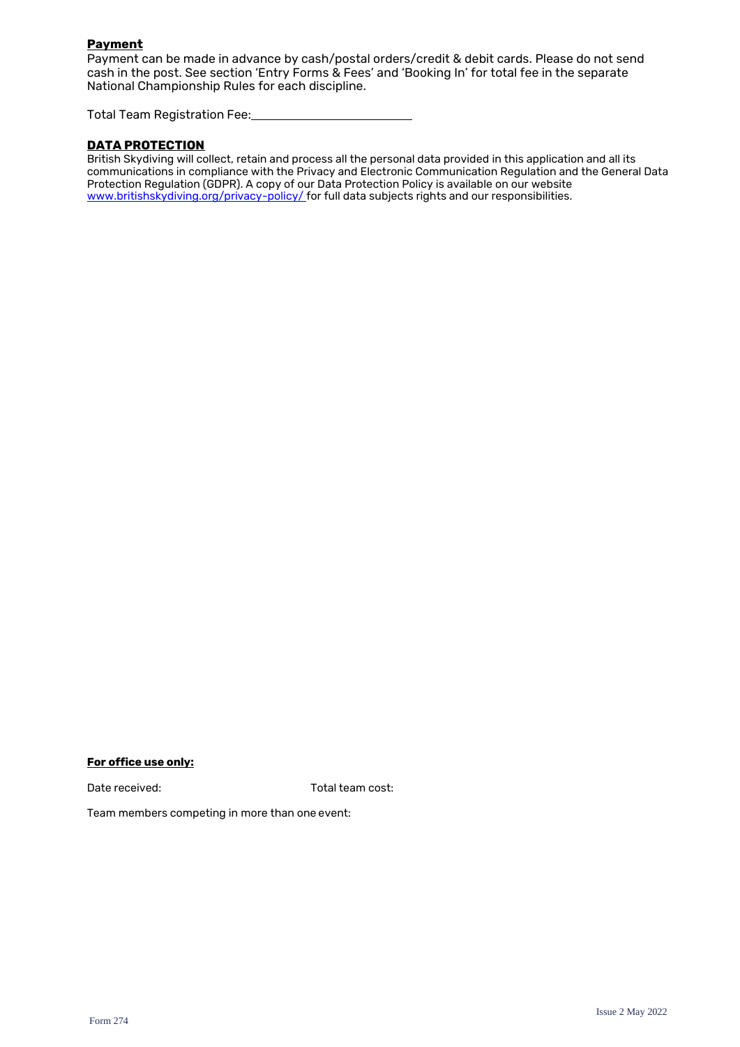**Payment**

Payment can be made in advance by cash/postal orders/credit & debit cards. Please do not send cash in the post. See section 'Entry Forms & Fees' and 'Booking In' for total fee in the separate National Championship Rules for each discipline.

Total Team Registration Fee: ________________________

**DATA PROTECTION**

British Skydiving will collect, retain and process all the personal data provided in this application and all its communications in compliance with the Privacy and Electronic Communication Regulation and the General Data Protection Regulation (GDPR). A copy of our Data Protection Policy is available on our website [www.britishskydiving.org/privacy-policy/](http://www.britishskydiving.org/privacy-policy/) for full data subjects rights and our responsibilities.

**For office use only:**

Date received: Total team cost:

Team members competing in more than one event: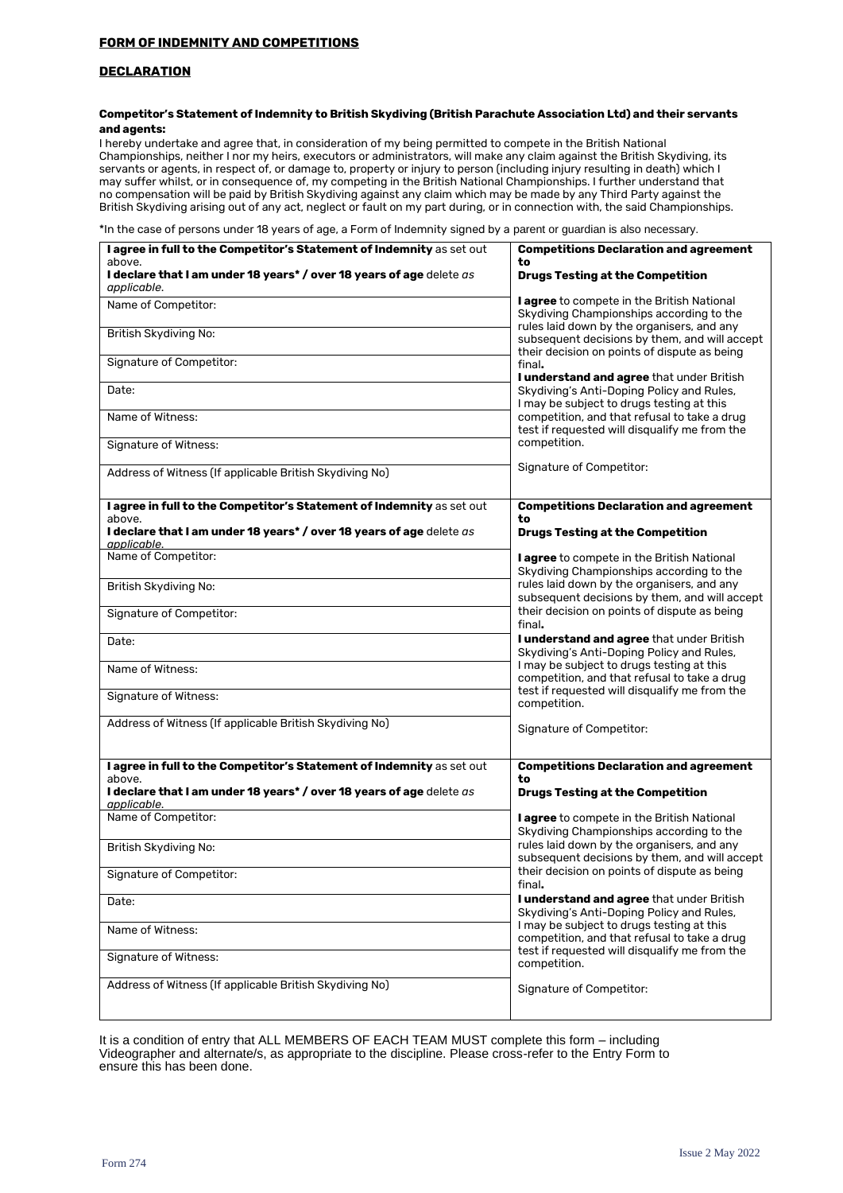**FORM OF INDEMNITY AND COMPETITIONS**

**DECLARATION**

**Competitor's Statement of Indemnity to British Skydiving (British Parachute Association Ltd) and their servants and agents:**

I hereby undertake and agree that, in consideration of my being permitted to compete in the British National Championships, neither I nor my heirs, executors or administrators, will make any claim against the British Skydiving, its servants or agents, in respect of, or damage to, property or injury to person (including injury resulting in death) which I may suffer whilst, or in consequence of, my competing in the British National Championships. I further understand that no compensation will be paid by British Skydiving against any claim which may be made by any Third Party against the British Skydiving arising out of any act, neglect or fault on my part during, or in connection with, the said Championships.

*In the case of persons under 18 years of age, a Form of Indemnity signed by a parent or guardian is also necessary.

| | |
|---|---|
| **I agree in full to the Competitor's Statement of Indemnity** as set out above.<br>**I declare that I am under 18 years* / over 18 years of age** delete *as applicable.* | **Competitions Declaration and agreement to Drugs Testing at the Competition**<br><br>**I agree** to compete in the British National Skydiving Championships according to the rules laid down by the organisers, and any subsequent decisions by them, and will accept their decision on points of dispute as being final**.**<br>**I understand and agree** that under British Skydiving's Anti-Doping Policy and Rules, I may be subject to drugs testing at this competition, and that refusal to take a drug test if requested will disqualify me from the competition.<br><br>Signature of Competitor: |
| Name of Competitor: | |
| British Skydiving No: | |
| Signature of Competitor: | |
| Date: | |
| Name of Witness: | |
| Signature of Witness: | |
| Address of Witness (If applicable British Skydiving No) | |

| | |
|---|---|
| **I agree in full to the Competitor's Statement of Indemnity** as set out above.<br>**I declare that I am under 18 years* / over 18 years of age** delete *as applicable.* | **Competitions Declaration and agreement to Drugs Testing at the Competition**<br><br>**I agree** to compete in the British National Skydiving Championships according to the rules laid down by the organisers, and any subsequent decisions by them, and will accept their decision on points of dispute as being final**.**<br>**I understand and agree** that under British Skydiving's Anti-Doping Policy and Rules, I may be subject to drugs testing at this competition, and that refusal to take a drug test if requested will disqualify me from the competition.<br><br>Signature of Competitor: |
| Name of Competitor: | |
| British Skydiving No: | |
| Signature of Competitor: | |
| Date: | |
| Name of Witness: | |
| Signature of Witness: | |
| Address of Witness (If applicable British Skydiving No) | |

| | |
|---|---|
| **I agree in full to the Competitor's Statement of Indemnity** as set out above.<br>**I declare that I am under 18 years* / over 18 years of age** delete *as applicable.* | **Competitions Declaration and agreement to Drugs Testing at the Competition**<br><br>**I agree** to compete in the British National Skydiving Championships according to the rules laid down by the organisers, and any subsequent decisions by them, and will accept their decision on points of dispute as being final**.**<br>**I understand and agree** that under British Skydiving's Anti-Doping Policy and Rules, I may be subject to drugs testing at this competition, and that refusal to take a drug test if requested will disqualify me from the competition.<br><br>Signature of Competitor: |
| Name of Competitor: | |
| British Skydiving No: | |
| Signature of Competitor: | |
| Date: | |
| Name of Witness: | |
| Signature of Witness: | |
| Address of Witness (If applicable British Skydiving No) | |

It is a condition of entry that ALL MEMBERS OF EACH TEAM MUST complete this form – including Videographer and alternate/s, as appropriate to the discipline. Please cross-refer to the Entry Form to ensure this has been done.

Form 274

Issue 2 May 2022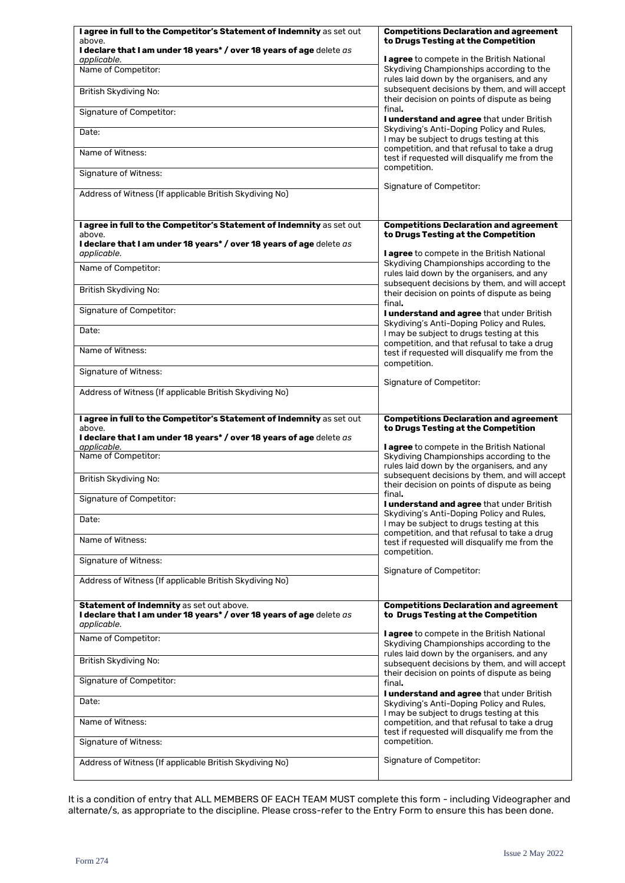| | |
|---|---|
| **I agree in full to the Competitor's Statement of Indemnity** as set out above.<br>**I declare that I am under 18 years* / over 18 years of age** delete *as applicable.*<br>Name of Competitor:<br>British Skydiving No:<br>Signature of Competitor:<br>Date:<br>Name of Witness:<br>Signature of Witness:<br>Address of Witness (If applicable British Skydiving No) | **Competitions Declaration and agreement to Drugs Testing at the Competition**<br>**I agree** to compete in the British National Skydiving Championships according to the rules laid down by the organisers, and any subsequent decisions by them, and will accept their decision on points of dispute as being final**.**<br>**I understand and agree** that under British Skydiving's Anti-Doping Policy and Rules, I may be subject to drugs testing at this competition, and that refusal to take a drug test if requested will disqualify me from the competition.<br>Signature of Competitor: |
| **I agree in full to the Competitor's Statement of Indemnity** as set out above.<br>**I declare that I am under 18 years* / over 18 years of age** delete *as applicable.*<br>Name of Competitor:<br>British Skydiving No:<br>Signature of Competitor:<br>Date:<br>Name of Witness:<br>Signature of Witness:<br>Address of Witness (If applicable British Skydiving No) | **Competitions Declaration and agreement to Drugs Testing at the Competition**<br>**I agree** to compete in the British National Skydiving Championships according to the rules laid down by the organisers, and any subsequent decisions by them, and will accept their decision on points of dispute as being final**.**<br>**I understand and agree** that under British Skydiving's Anti-Doping Policy and Rules, I may be subject to drugs testing at this competition, and that refusal to take a drug test if requested will disqualify me from the competition.<br>Signature of Competitor: |
| **I agree in full to the Competitor's Statement of Indemnity** as set out above.<br>**I declare that I am under 18 years* / over 18 years of age** delete *as applicable.*<br>Name of Competitor:<br>British Skydiving No:<br>Signature of Competitor:<br>Date:<br>Name of Witness:<br>Signature of Witness:<br>Address of Witness (If applicable British Skydiving No) | **Competitions Declaration and agreement to Drugs Testing at the Competition**<br>**I agree** to compete in the British National Skydiving Championships according to the rules laid down by the organisers, and any subsequent decisions by them, and will accept their decision on points of dispute as being final**.**<br>**I understand and agree** that under British Skydiving's Anti-Doping Policy and Rules, I may be subject to drugs testing at this competition, and that refusal to take a drug test if requested will disqualify me from the competition.<br>Signature of Competitor: |
| **Statement of Indemnity** as set out above.<br>**I declare that I am under 18 years* / over 18 years of age** delete *as applicable.*<br>Name of Competitor:<br>British Skydiving No:<br>Signature of Competitor:<br>Date:<br>Name of Witness:<br>Signature of Witness:<br>Address of Witness (If applicable British Skydiving No) | **Competitions Declaration and agreement to Drugs Testing at the Competition**<br>**I agree** to compete in the British National Skydiving Championships according to the rules laid down by the organisers, and any subsequent decisions by them, and will accept their decision on points of dispute as being final**.**<br>**I understand and agree** that under British Skydiving's Anti-Doping Policy and Rules, I may be subject to drugs testing at this competition, and that refusal to take a drug test if requested will disqualify me from the competition.<br>Signature of Competitor: |

It is a condition of entry that ALL MEMBERS OF EACH TEAM MUST complete this form - including Videographer and alternate/s, as appropriate to the discipline. Please cross-refer to the Entry Form to ensure this has been done.

Form 274

Issue 2 May 2022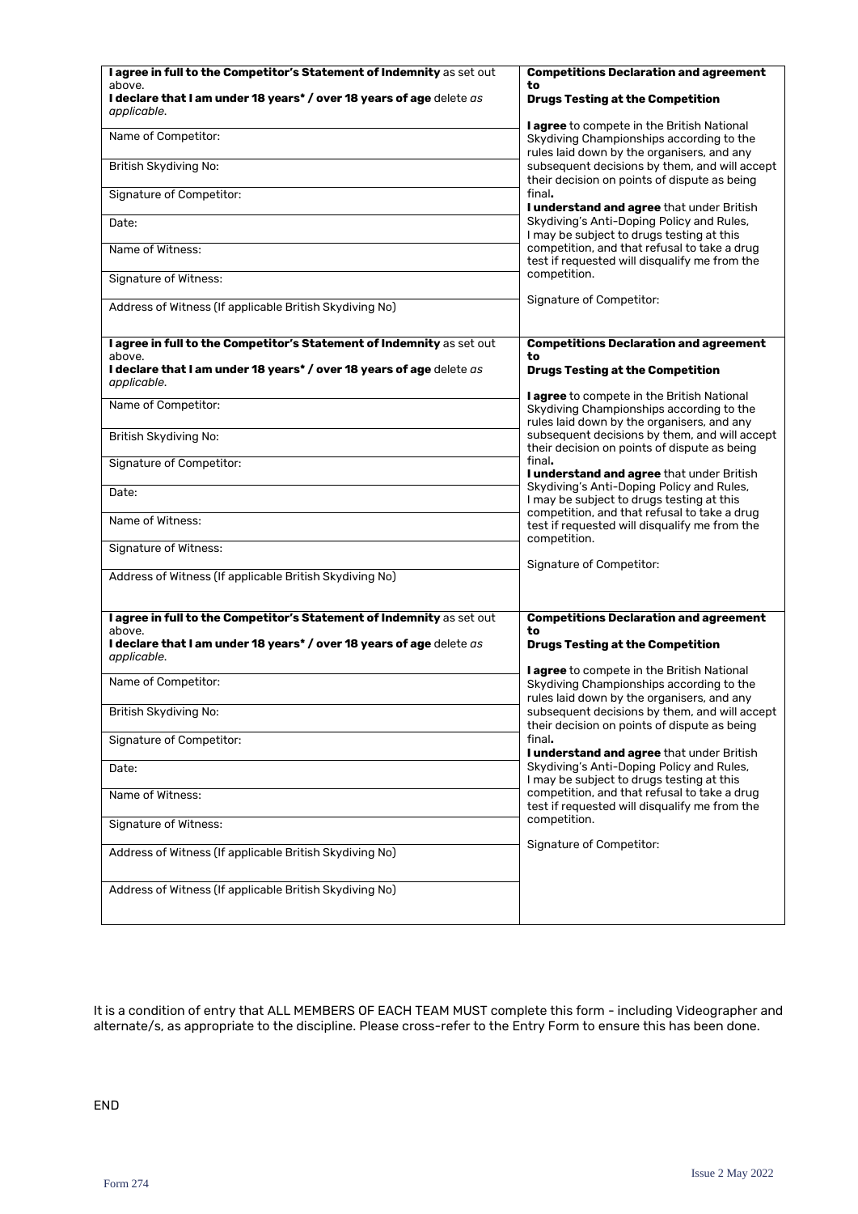| | |
|---|---|
| **I agree in full to the Competitor's Statement of Indemnity** as set out above.<br>**I declare that I am under 18 years\* / over 18 years of age** delete *as applicable.* | **Competitions Declaration and agreement to**<br>**Drugs Testing at the Competition**<br><br>**I agree** to compete in the British National Skydiving Championships according to the rules laid down by the organisers, and any subsequent decisions by them, and will accept their decision on points of dispute as being final**.**<br>**I understand and agree** that under British Skydiving's Anti-Doping Policy and Rules, I may be subject to drugs testing at this competition, and that refusal to take a drug test if requested will disqualify me from the competition.<br><br>Signature of Competitor: |
| Name of Competitor: | |
| British Skydiving No: | |
| Signature of Competitor: | |
| Date: | |
| Name of Witness: | |
| Signature of Witness: | |
| Address of Witness (If applicable British Skydiving No) | |
| **I agree in full to the Competitor's Statement of Indemnity** as set out above.<br>**I declare that I am under 18 years\* / over 18 years of age** delete *as applicable.* | **Competitions Declaration and agreement to**<br>**Drugs Testing at the Competition**<br><br>**I agree** to compete in the British National Skydiving Championships according to the rules laid down by the organisers, and any subsequent decisions by them, and will accept their decision on points of dispute as being final**.**<br>**I understand and agree** that under British Skydiving's Anti-Doping Policy and Rules, I may be subject to drugs testing at this competition, and that refusal to take a drug test if requested will disqualify me from the competition.<br><br>Signature of Competitor: |
| Name of Competitor: | |
| British Skydiving No: | |
| Signature of Competitor: | |
| Date: | |
| Name of Witness: | |
| Signature of Witness: | |
| Address of Witness (If applicable British Skydiving No) | |
| **I agree in full to the Competitor's Statement of Indemnity** as set out above.<br>**I declare that I am under 18 years\* / over 18 years of age** delete *as applicable.* | **Competitions Declaration and agreement to**<br>**Drugs Testing at the Competition**<br><br>**I agree** to compete in the British National Skydiving Championships according to the rules laid down by the organisers, and any subsequent decisions by them, and will accept their decision on points of dispute as being final**.**<br>**I understand and agree** that under British Skydiving's Anti-Doping Policy and Rules, I may be subject to drugs testing at this competition, and that refusal to take a drug test if requested will disqualify me from the competition.<br><br>Signature of Competitor: |
| Name of Competitor: | |
| British Skydiving No: | |
| Signature of Competitor: | |
| Date: | |
| Name of Witness: | |
| Signature of Witness: | |
| Address of Witness (If applicable British Skydiving No) | |
| Address of Witness (If applicable British Skydiving No) | |

It is a condition of entry that ALL MEMBERS OF EACH TEAM MUST complete this form - including Videographer and alternate/s, as appropriate to the discipline. Please cross-refer to the Entry Form to ensure this has been done.

END

Form 274

Issue 2 May 2022